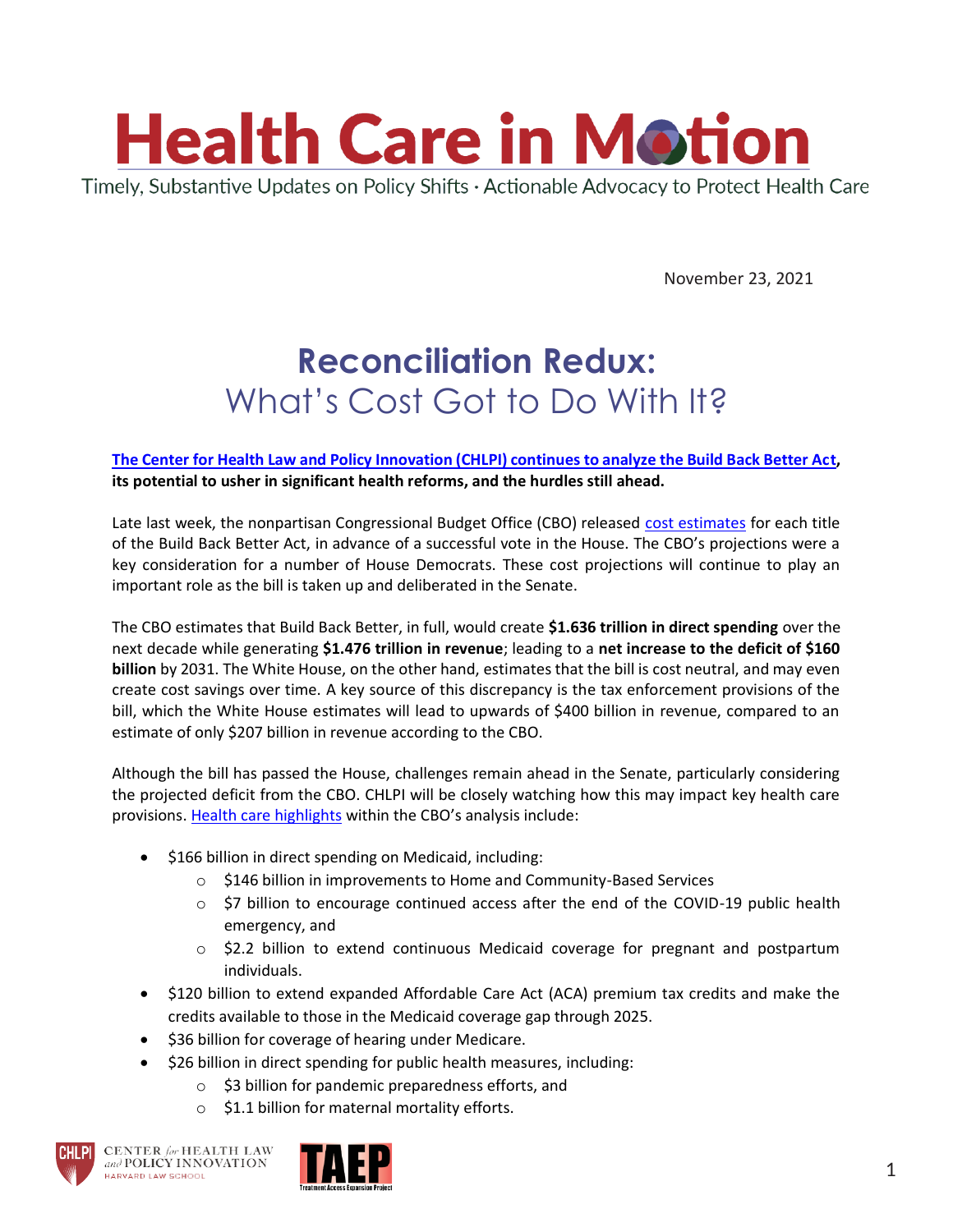# Health Care in Motion

Timely, Substantive Updates on Policy Shifts · Actionable Advocacy to Protect Health Care

November 23, 2021

## Reconciliation Redux:
## What's Cost Got to Do With It?

**[The Center for Health Law and Policy Innovation (CHLPI) continues to analyze the Build Back Better Act](), its potential to usher in significant health reforms, and the hurdles still ahead.**

Late last week, the nonpartisan Congressional Budget Office (CBO) released [cost estimates]() for each title of the Build Back Better Act, in advance of a successful vote in the House. The CBO's projections were a key consideration for a number of House Democrats. These cost projections will continue to play an important role as the bill is taken up and deliberated in the Senate.

The CBO estimates that Build Back Better, in full, would create **$1.636 trillion in direct spending** over the next decade while generating **$1.476 trillion in revenue**; leading to a **net increase to the deficit of $160 billion** by 2031. The White House, on the other hand, estimates that the bill is cost neutral, and may even create cost savings over time. A key source of this discrepancy is the tax enforcement provisions of the bill, which the White House estimates will lead to upwards of $400 billion in revenue, compared to an estimate of only $207 billion in revenue according to the CBO.

Although the bill has passed the House, challenges remain ahead in the Senate, particularly considering the projected deficit from the CBO. CHLPI will be closely watching how this may impact key health care provisions. [Health care highlights]() within the CBO's analysis include:

- $166 billion in direct spending on Medicaid, including:
  - $146 billion in improvements to Home and Community-Based Services
  - $7 billion to encourage continued access after the end of the COVID-19 public health emergency, and
  - $2.2 billion to extend continuous Medicaid coverage for pregnant and postpartum individuals.
- $120 billion to extend expanded Affordable Care Act (ACA) premium tax credits and make the credits available to those in the Medicaid coverage gap through 2025.
- $36 billion for coverage of hearing under Medicare.
- $26 billion in direct spending for public health measures, including:
  - $3 billion for pandemic preparedness efforts, and
  - $1.1 billion for maternal mortality efforts.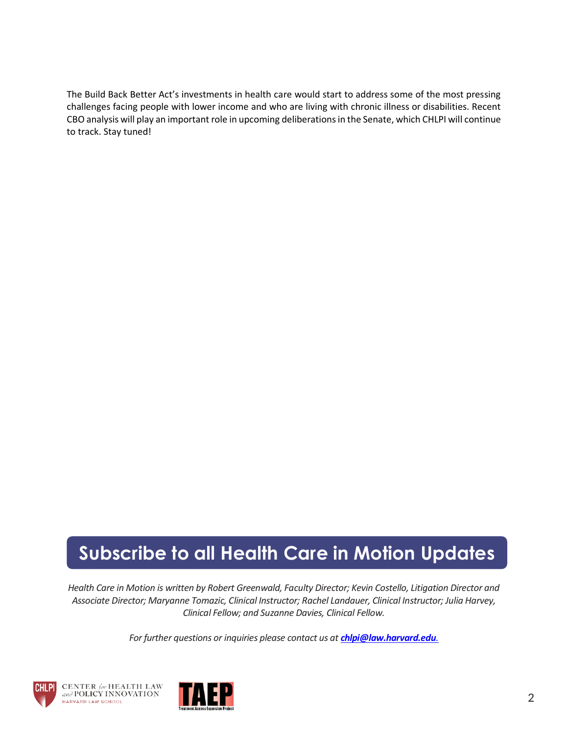The Build Back Better Act's investments in health care would start to address some of the most pressing challenges facing people with lower income and who are living with chronic illness or disabilities. Recent CBO analysis will play an important role in upcoming deliberations in the Senate, which CHLPI will continue to track. Stay tuned!

## Subscribe to all Health Care in Motion Updates

*Health Care in Motion is written by Robert Greenwald, Faculty Director; Kevin Costello, Litigation Director and Associate Director; Maryanne Tomazic, Clinical Instructor; Rachel Landauer, Clinical Instructor; Julia Harvey, Clinical Fellow; and Suzanne Davies, Clinical Fellow.*

*For further questions or inquiries please contact us at **chlpi@law.harvard.edu**.*

CHLPI CENTER *for* HEALTH LAW *and* POLICY INNOVATION HARVARD LAW SCHOOL

TAEP Treatment Access Expansion Project